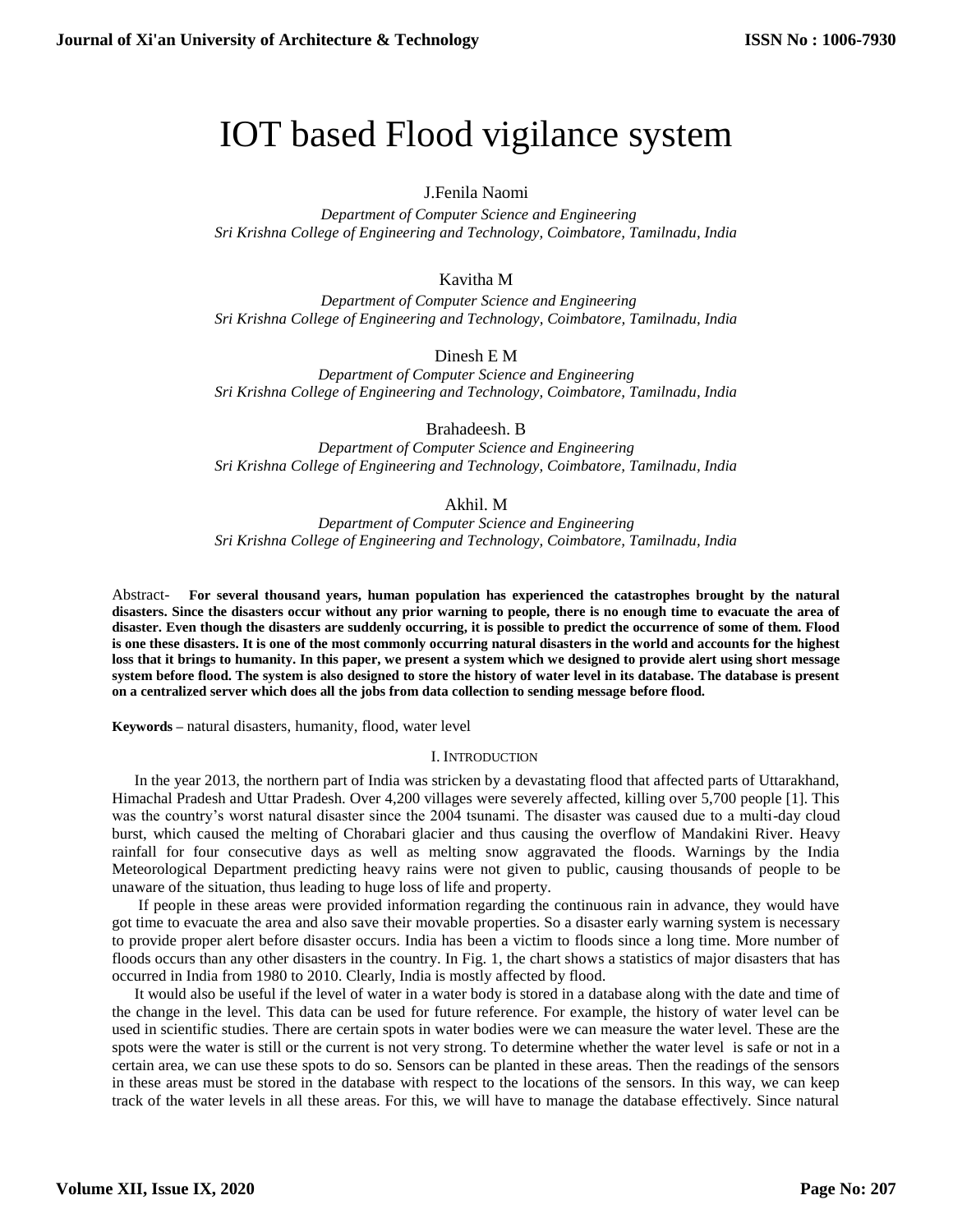# IOT based Flood vigilance system

J.Fenila Naomi

*Department of Computer Science and Engineering*
*Sri Krishna College of Engineering and Technology, Coimbatore, Tamilnadu, India*

Kavitha M

*Department of Computer Science and Engineering*
*Sri Krishna College of Engineering and Technology, Coimbatore, Tamilnadu, India*

Dinesh E M

*Department of Computer Science and Engineering*
*Sri Krishna College of Engineering and Technology, Coimbatore, Tamilnadu, India*

Brahadeesh. B

*Department of Computer Science and Engineering*
*Sri Krishna College of Engineering and Technology, Coimbatore, Tamilnadu, India*

Akhil. M

*Department of Computer Science and Engineering*
*Sri Krishna College of Engineering and Technology, Coimbatore, Tamilnadu, India*

Abstract- **For several thousand years, human population has experienced the catastrophes brought by the natural disasters. Since the disasters occur without any prior warning to people, there is no enough time to evacuate the area of disaster. Even though the disasters are suddenly occurring, it is possible to predict the occurrence of some of them. Flood is one these disasters. It is one of the most commonly occurring natural disasters in the world and accounts for the highest loss that it brings to humanity. In this paper, we present a system which we designed to provide alert using short message system before flood. The system is also designed to store the history of water level in its database. The database is present on a centralized server which does all the jobs from data collection to sending message before flood.**

**Keywords –** natural disasters, humanity, flood, water level

## I. INTRODUCTION

In the year 2013, the northern part of India was stricken by a devastating flood that affected parts of Uttarakhand, Himachal Pradesh and Uttar Pradesh. Over 4,200 villages were severely affected, killing over 5,700 people [1]. This was the country's worst natural disaster since the 2004 tsunami. The disaster was caused due to a multi-day cloud burst, which caused the melting of Chorabari glacier and thus causing the overflow of Mandakini River. Heavy rainfall for four consecutive days as well as melting snow aggravated the floods. Warnings by the India Meteorological Department predicting heavy rains were not given to public, causing thousands of people to be unaware of the situation, thus leading to huge loss of life and property.

If people in these areas were provided information regarding the continuous rain in advance, they would have got time to evacuate the area and also save their movable properties. So a disaster early warning system is necessary to provide proper alert before disaster occurs. India has been a victim to floods since a long time. More number of floods occurs than any other disasters in the country. In Fig. 1, the chart shows a statistics of major disasters that has occurred in India from 1980 to 2010. Clearly, India is mostly affected by flood.

It would also be useful if the level of water in a water body is stored in a database along with the date and time of the change in the level. This data can be used for future reference. For example, the history of water level can be used in scientific studies. There are certain spots in water bodies were we can measure the water level. These are the spots were the water is still or the current is not very strong. To determine whether the water level is safe or not in a certain area, we can use these spots to do so. Sensors can be planted in these areas. Then the readings of the sensors in these areas must be stored in the database with respect to the locations of the sensors. In this way, we can keep track of the water levels in all these areas. For this, we will have to manage the database effectively. Since natural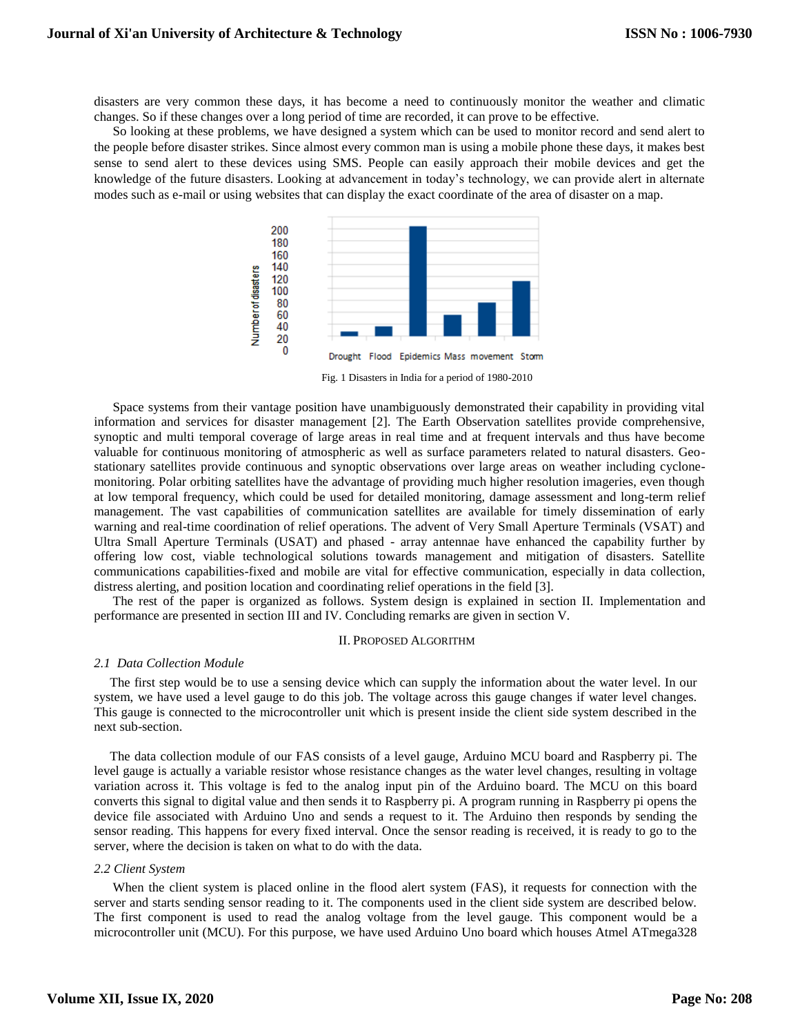disasters are very common these days, it has become a need to continuously monitor the weather and climatic changes. So if these changes over a long period of time are recorded, it can prove to be effective.

So looking at these problems, we have designed a system which can be used to monitor record and send alert to the people before disaster strikes. Since almost every common man is using a mobile phone these days, it makes best sense to send alert to these devices using SMS. People can easily approach their mobile devices and get the knowledge of the future disasters. Looking at advancement in today's technology, we can provide alert in alternate modes such as e-mail or using websites that can display the exact coordinate of the area of disaster on a map.

Fig. 1 Disasters in India for a period of 1980-2010

Space systems from their vantage position have unambiguously demonstrated their capability in providing vital information and services for disaster management [2]. The Earth Observation satellites provide comprehensive, synoptic and multi temporal coverage of large areas in real time and at frequent intervals and thus have become valuable for continuous monitoring of atmospheric as well as surface parameters related to natural disasters. Geo-stationary satellites provide continuous and synoptic observations over large areas on weather including cyclone-monitoring. Polar orbiting satellites have the advantage of providing much higher resolution imageries, even though at low temporal frequency, which could be used for detailed monitoring, damage assessment and long-term relief management. The vast capabilities of communication satellites are available for timely dissemination of early warning and real-time coordination of relief operations. The advent of Very Small Aperture Terminals (VSAT) and Ultra Small Aperture Terminals (USAT) and phased - array antennae have enhanced the capability further by offering low cost, viable technological solutions towards management and mitigation of disasters. Satellite communications capabilities-fixed and mobile are vital for effective communication, especially in data collection, distress alerting, and position location and coordinating relief operations in the field [3].

The rest of the paper is organized as follows. System design is explained in section II. Implementation and performance are presented in section III and IV. Concluding remarks are given in section V.

## II. Proposed Algorithm

### *2.1 Data Collection Module*

The first step would be to use a sensing device which can supply the information about the water level. In our system, we have used a level gauge to do this job. The voltage across this gauge changes if water level changes. This gauge is connected to the microcontroller unit which is present inside the client side system described in the next sub-section.

The data collection module of our FAS consists of a level gauge, Arduino MCU board and Raspberry pi. The level gauge is actually a variable resistor whose resistance changes as the water level changes, resulting in voltage variation across it. This voltage is fed to the analog input pin of the Arduino board. The MCU on this board converts this signal to digital value and then sends it to Raspberry pi. A program running in Raspberry pi opens the device file associated with Arduino Uno and sends a request to it. The Arduino then responds by sending the sensor reading. This happens for every fixed interval. Once the sensor reading is received, it is ready to go to the server, where the decision is taken on what to do with the data.

### *2.2 Client System*

When the client system is placed online in the flood alert system (FAS), it requests for connection with the server and starts sending sensor reading to it. The components used in the client side system are described below. The first component is used to read the analog voltage from the level gauge. This component would be a microcontroller unit (MCU). For this purpose, we have used Arduino Uno board which houses Atmel ATmega328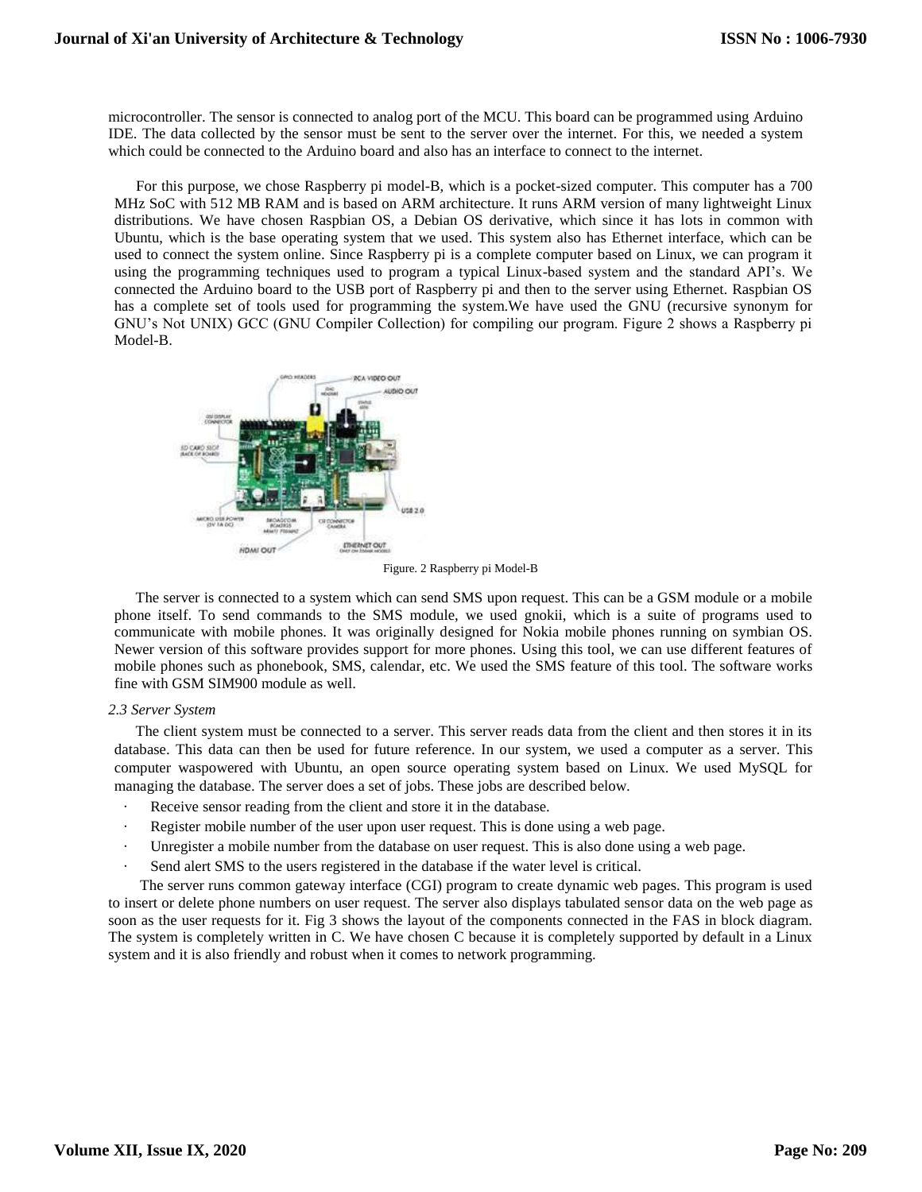microcontroller. The sensor is connected to analog port of the MCU. This board can be programmed using Arduino IDE. The data collected by the sensor must be sent to the server over the internet. For this, we needed a system which could be connected to the Arduino board and also has an interface to connect to the internet.

For this purpose, we chose Raspberry pi model-B, which is a pocket-sized computer. This computer has a 700 MHz SoC with 512 MB RAM and is based on ARM architecture. It runs ARM version of many lightweight Linux distributions. We have chosen Raspbian OS, a Debian OS derivative, which since it has lots in common with Ubuntu, which is the base operating system that we used. This system also has Ethernet interface, which can be used to connect the system online. Since Raspberry pi is a complete computer based on Linux, we can program it using the programming techniques used to program a typical Linux-based system and the standard API's. We connected the Arduino board to the USB port of Raspberry pi and then to the server using Ethernet. Raspbian OS has a complete set of tools used for programming the system.We have used the GNU (recursive synonym for GNU's Not UNIX) GCC (GNU Compiler Collection) for compiling our program. Figure 2 shows a Raspberry pi Model-B.

Figure. 2 Raspberry pi Model-B

The server is connected to a system which can send SMS upon request. This can be a GSM module or a mobile phone itself. To send commands to the SMS module, we used gnokii, which is a suite of programs used to communicate with mobile phones. It was originally designed for Nokia mobile phones running on symbian OS. Newer version of this software provides support for more phones. Using this tool, we can use different features of mobile phones such as phonebook, SMS, calendar, etc. We used the SMS feature of this tool. The software works fine with GSM SIM900 module as well.

*2.3 Server System*

The client system must be connected to a server. This server reads data from the client and then stores it in its database. This data can then be used for future reference. In our system, we used a computer as a server. This computer waspowered with Ubuntu, an open source operating system based on Linux. We used MySQL for managing the database. The server does a set of jobs. These jobs are described below.

- Receive sensor reading from the client and store it in the database.
- Register mobile number of the user upon user request. This is done using a web page.
- Unregister a mobile number from the database on user request. This is also done using a web page.
- Send alert SMS to the users registered in the database if the water level is critical.

The server runs common gateway interface (CGI) program to create dynamic web pages. This program is used to insert or delete phone numbers on user request. The server also displays tabulated sensor data on the web page as soon as the user requests for it. Fig 3 shows the layout of the components connected in the FAS in block diagram. The system is completely written in C. We have chosen C because it is completely supported by default in a Linux system and it is also friendly and robust when it comes to network programming.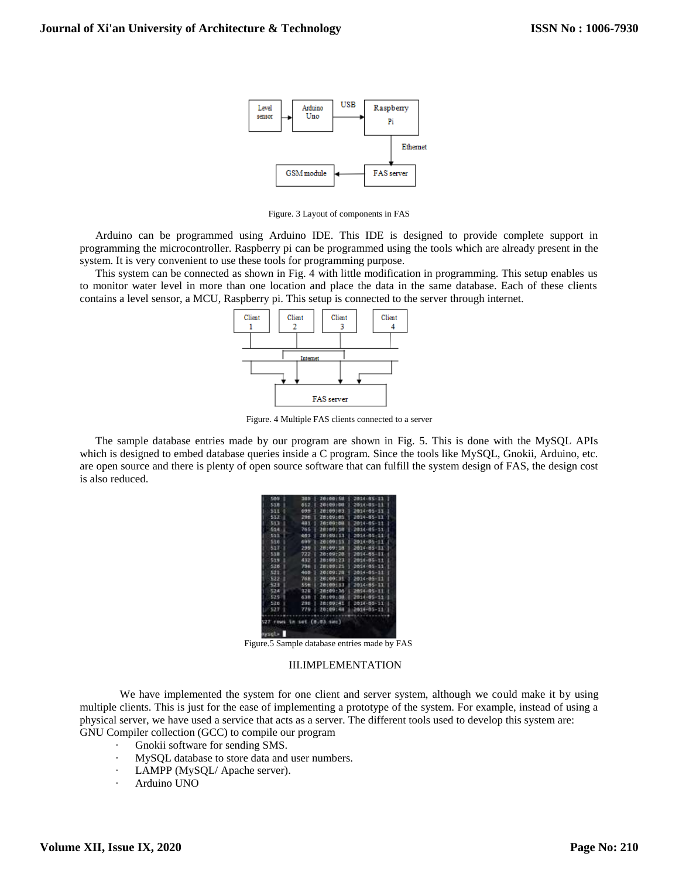Figure. 3 Layout of components in FAS

Arduino can be programmed using Arduino IDE. This IDE is designed to provide complete support in programming the microcontroller. Raspberry pi can be programmed using the tools which are already present in the system. It is very convenient to use these tools for programming purpose.

This system can be connected as shown in Fig. 4 with little modification in programming. This setup enables us to monitor water level in more than one location and place the data in the same database. Each of these clients contains a level sensor, a MCU, Raspberry pi. This setup is connected to the server through internet.

Figure. 4 Multiple FAS clients connected to a server

The sample database entries made by our program are shown in Fig. 5. This is done with the MySQL APIs which is designed to embed database queries inside a C program. Since the tools like MySQL, Gnokii, Arduino, etc. are open source and there is plenty of open source software that can fulfill the system design of FAS, the design cost is also reduced.

Figure.5 Sample database entries made by FAS

## III.IMPLEMENTATION

We have implemented the system for one client and server system, although we could make it by using multiple clients. This is just for the ease of implementing a prototype of the system. For example, instead of using a physical server, we have used a service that acts as a server. The different tools used to develop this system are:

GNU Compiler collection (GCC) to compile our program

- Gnokii software for sending SMS.
- MySQL database to store data and user numbers.
- LAMPP (MySQL/ Apache server).
- Arduino UNO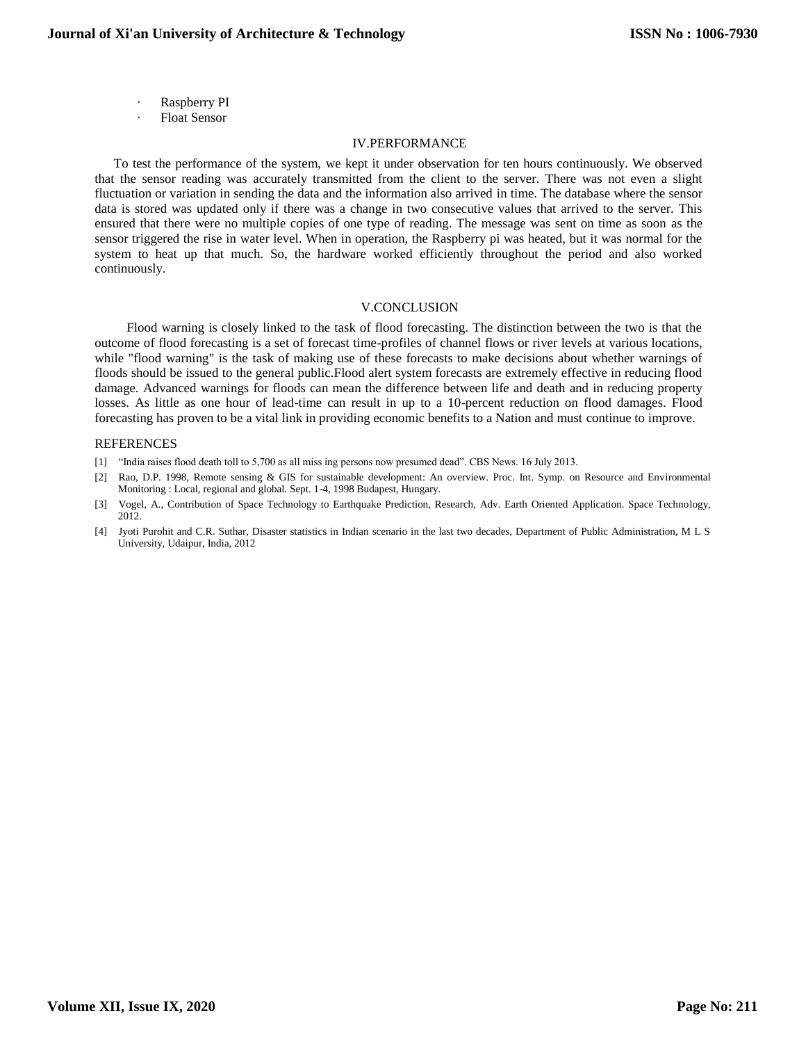- Raspberry PI
- Float Sensor

## IV.PERFORMANCE

To test the performance of the system, we kept it under observation for ten hours continuously. We observed that the sensor reading was accurately transmitted from the client to the server. There was not even a slight fluctuation or variation in sending the data and the information also arrived in time. The database where the sensor data is stored was updated only if there was a change in two consecutive values that arrived to the server. This ensured that there were no multiple copies of one type of reading. The message was sent on time as soon as the sensor triggered the rise in water level. When in operation, the Raspberry pi was heated, but it was normal for the system to heat up that much. So, the hardware worked efficiently throughout the period and also worked continuously.

## V.CONCLUSION

Flood warning is closely linked to the task of flood forecasting. The distinction between the two is that the outcome of flood forecasting is a set of forecast time-profiles of channel flows or river levels at various locations, while "flood warning" is the task of making use of these forecasts to make decisions about whether warnings of floods should be issued to the general public.Flood alert system forecasts are extremely effective in reducing flood damage. Advanced warnings for floods can mean the difference between life and death and in reducing property losses. As little as one hour of lead-time can result in up to a 10-percent reduction on flood damages. Flood forecasting has proven to be a vital link in providing economic benefits to a Nation and must continue to improve.

## REFERENCES

[1] “India raises flood death toll to 5,700 as all miss ing persons now presumed dead”. CBS News. 16 July 2013.

[2] Rao, D.P. 1998, Remote sensing & GIS for sustainable development: An overview. Proc. Int. Symp. on Resource and Environmental Monitoring : Local, regional and global. Sept. 1-4, 1998 Budapest, Hungary.

[3] Vogel, A., Contribution of Space Technology to Earthquake Prediction, Research, Adv. Earth Oriented Application. Space Technology, 2012.

[4] Jyoti Purohit and C.R. Suthar, Disaster statistics in Indian scenario in the last two decades, Department of Public Administration, M L S University, Udaipur, India, 2012